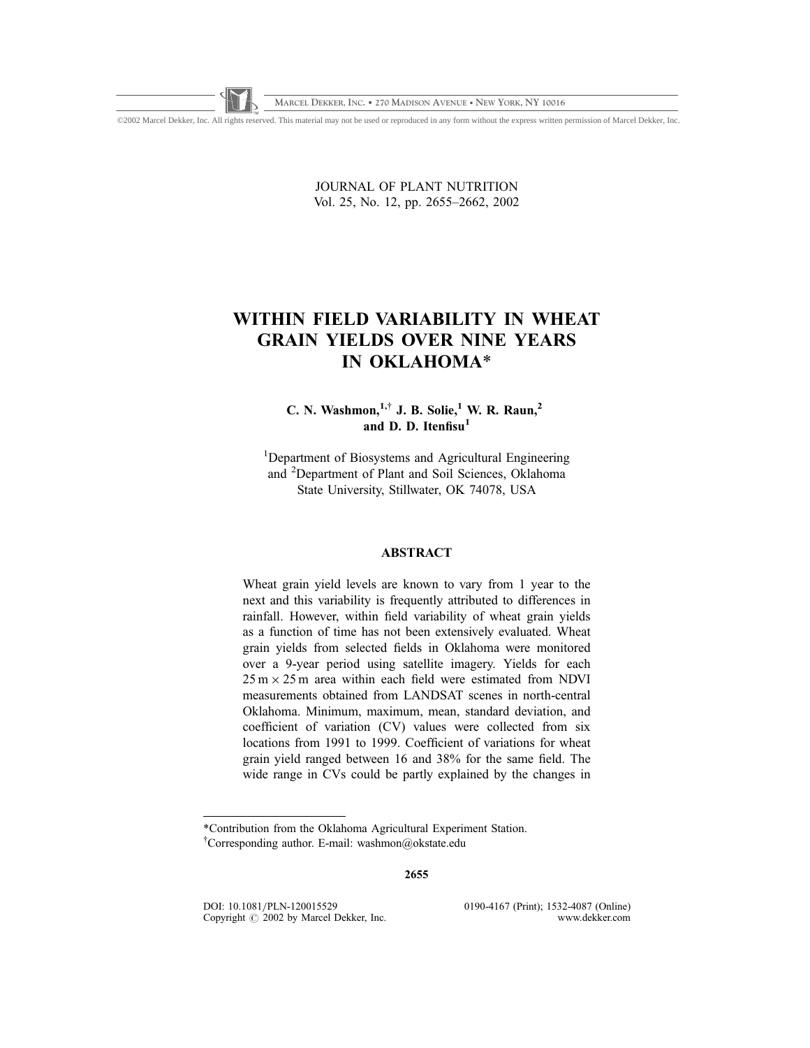# WITHIN FIELD VARIABILITY IN WHEAT GRAIN YIELDS OVER NINE YEARS IN OKLAHOMA*

**C. N. Washmon,[1,†] J. B. Solie,[1] W. R. Raun,[2] and D. D. Itenfisu[1]**

[1]Department of Biosystems and Agricultural Engineering and [2]Department of Plant and Soil Sciences, Oklahoma State University, Stillwater, OK 74078, USA

## ABSTRACT

Wheat grain yield levels are known to vary from 1 year to the next and this variability is frequently attributed to differences in rainfall. However, within field variability of wheat grain yields as a function of time has not been extensively evaluated. Wheat grain yields from selected fields in Oklahoma were monitored over a 9-year period using satellite imagery. Yields for each $25\,\text{m} \times 25\,\text{m}$ area within each field were estimated from NDVI measurements obtained from LANDSAT scenes in north-central Oklahoma. Minimum, maximum, mean, standard deviation, and coefficient of variation (CV) values were collected from six locations from 1991 to 1999. Coefficient of variations for wheat grain yield ranged between 16 and 38% for the same field. The wide range in CVs could be partly explained by the changes in

---

*Contribution from the Oklahoma Agricultural Experiment Station.
†Corresponding author. E-mail: washmon@okstate.edu

DOI: 10.1081/PLN-120015529
Copyright © 2002 by Marcel Dekker, Inc.
0190-4167 (Print); 1532-4087 (Online)
www.dekker.com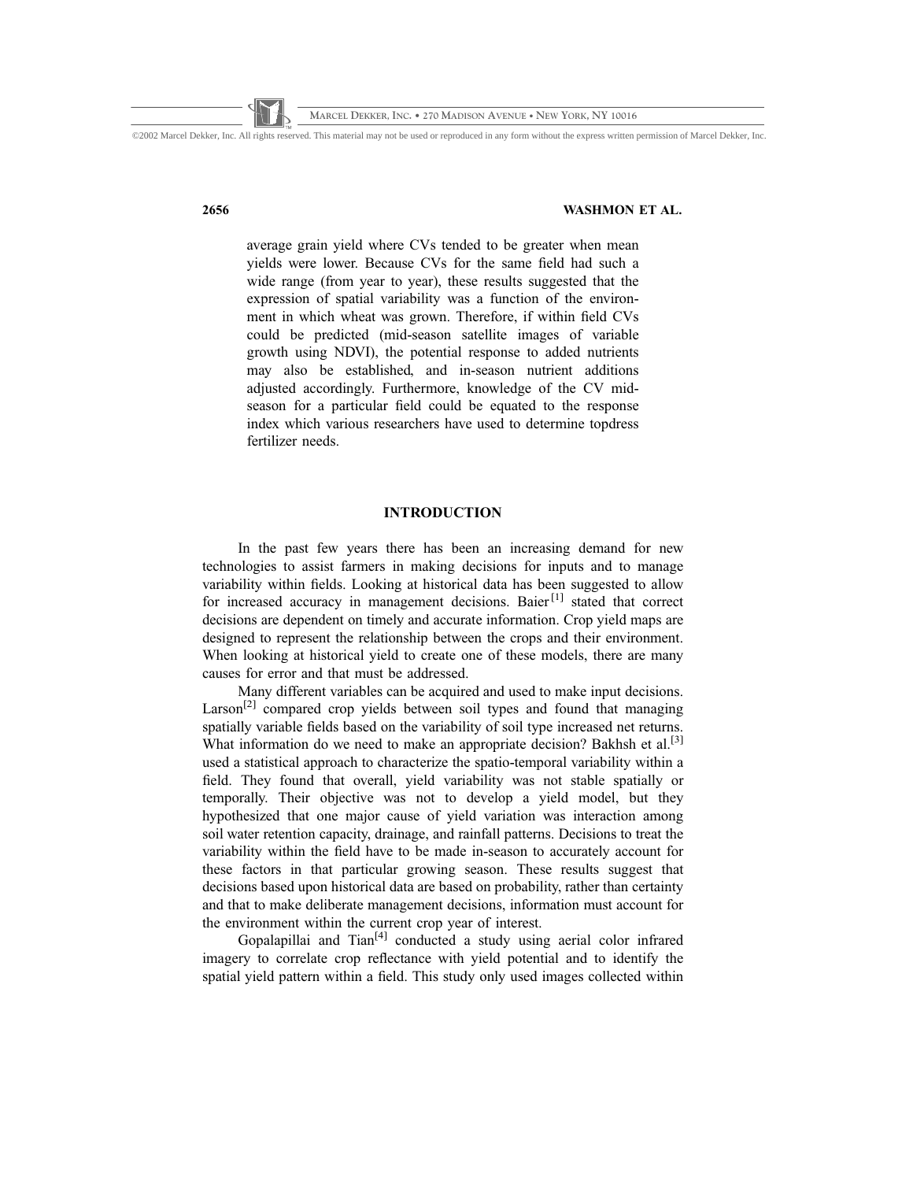average grain yield where CVs tended to be greater when mean yields were lower. Because CVs for the same field had such a wide range (from year to year), these results suggested that the expression of spatial variability was a function of the environment in which wheat was grown. Therefore, if within field CVs could be predicted (mid-season satellite images of variable growth using NDVI), the potential response to added nutrients may also be established, and in-season nutrient additions adjusted accordingly. Furthermore, knowledge of the CV mid-season for a particular field could be equated to the response index which various researchers have used to determine topdress fertilizer needs.

## INTRODUCTION

In the past few years there has been an increasing demand for new technologies to assist farmers in making decisions for inputs and to manage variability within fields. Looking at historical data has been suggested to allow for increased accuracy in management decisions. Baier[1] stated that correct decisions are dependent on timely and accurate information. Crop yield maps are designed to represent the relationship between the crops and their environment. When looking at historical yield to create one of these models, there are many causes for error and that must be addressed.

Many different variables can be acquired and used to make input decisions. Larson[2] compared crop yields between soil types and found that managing spatially variable fields based on the variability of soil type increased net returns. What information do we need to make an appropriate decision? Bakhsh et al.[3] used a statistical approach to characterize the spatio-temporal variability within a field. They found that overall, yield variability was not stable spatially or temporally. Their objective was not to develop a yield model, but they hypothesized that one major cause of yield variation was interaction among soil water retention capacity, drainage, and rainfall patterns. Decisions to treat the variability within the field have to be made in-season to accurately account for these factors in that particular growing season. These results suggest that decisions based upon historical data are based on probability, rather than certainty and that to make deliberate management decisions, information must account for the environment within the current crop year of interest.

Gopalapillai and Tian[4] conducted a study using aerial color infrared imagery to correlate crop reflectance with yield potential and to identify the spatial yield pattern within a field. This study only used images collected within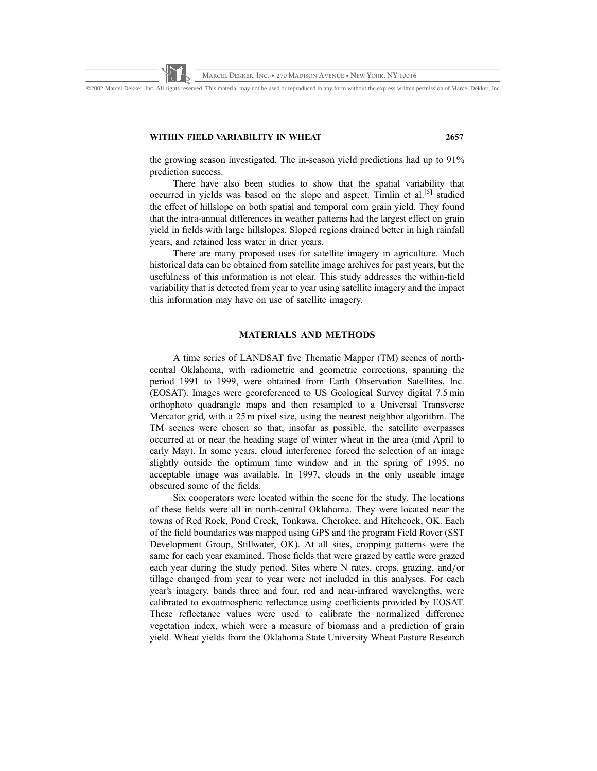the growing season investigated. The in-season yield predictions had up to 91% prediction success.

There have also been studies to show that the spatial variability that occurred in yields was based on the slope and aspect. Timlin et al.[5] studied the effect of hillslope on both spatial and temporal corn grain yield. They found that the intra-annual differences in weather patterns had the largest effect on grain yield in fields with large hillslopes. Sloped regions drained better in high rainfall years, and retained less water in drier years.

There are many proposed uses for satellite imagery in agriculture. Much historical data can be obtained from satellite image archives for past years, but the usefulness of this information is not clear. This study addresses the within-field variability that is detected from year to year using satellite imagery and the impact this information may have on use of satellite imagery.

## MATERIALS AND METHODS

A time series of LANDSAT five Thematic Mapper (TM) scenes of north-central Oklahoma, with radiometric and geometric corrections, spanning the period 1991 to 1999, were obtained from Earth Observation Satellites, Inc. (EOSAT). Images were georeferenced to US Geological Survey digital 7.5 min orthophoto quadrangle maps and then resampled to a Universal Transverse Mercator grid, with a 25 m pixel size, using the nearest neighbor algorithm. The TM scenes were chosen so that, insofar as possible, the satellite overpasses occurred at or near the heading stage of winter wheat in the area (mid April to early May). In some years, cloud interference forced the selection of an image slightly outside the optimum time window and in the spring of 1995, no acceptable image was available. In 1997, clouds in the only useable image obscured some of the fields.

Six cooperators were located within the scene for the study. The locations of these fields were all in north-central Oklahoma. They were located near the towns of Red Rock, Pond Creek, Tonkawa, Cherokee, and Hitchcock, OK. Each of the field boundaries was mapped using GPS and the program Field Rover (SST Development Group, Stillwater, OK). At all sites, cropping patterns were the same for each year examined. Those fields that were grazed by cattle were grazed each year during the study period. Sites where N rates, crops, grazing, and/or tillage changed from year to year were not included in this analyses. For each year's imagery, bands three and four, red and near-infrared wavelengths, were calibrated to exoatmospheric reflectance using coefficients provided by EOSAT. These reflectance values were used to calibrate the normalized difference vegetation index, which were a measure of biomass and a prediction of grain yield. Wheat yields from the Oklahoma State University Wheat Pasture Research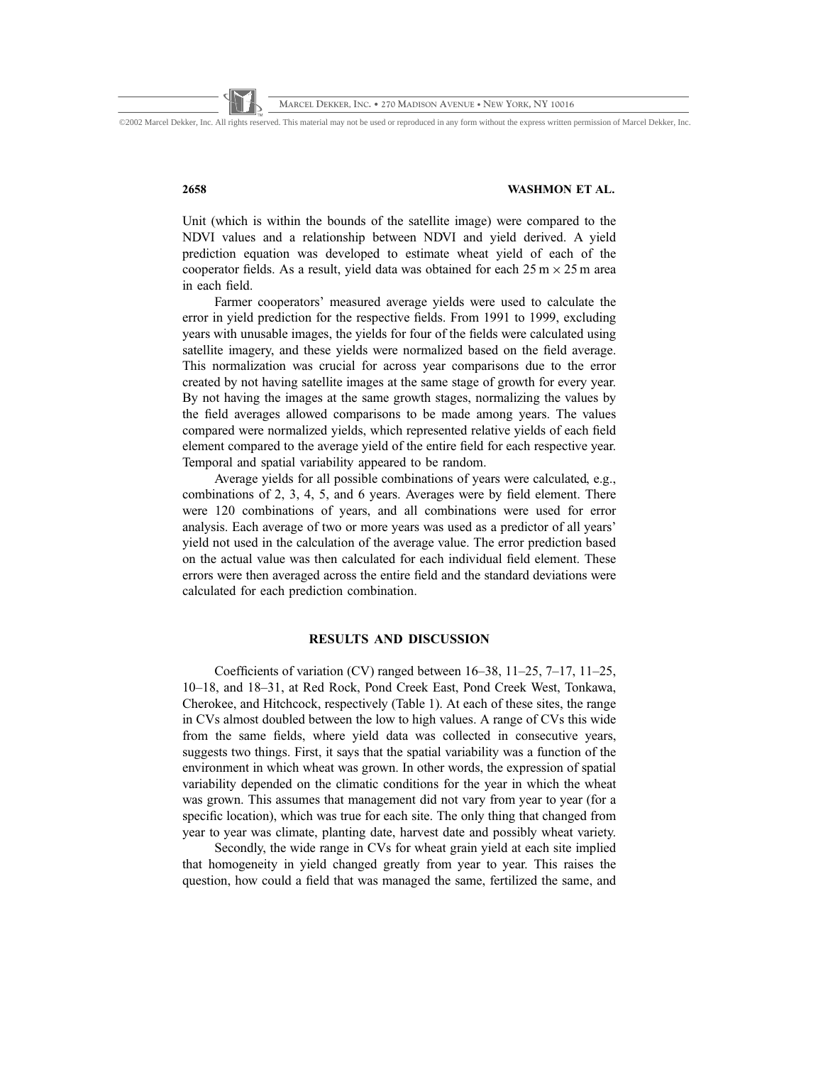Unit (which is within the bounds of the satellite image) were compared to the NDVI values and a relationship between NDVI and yield derived. A yield prediction equation was developed to estimate wheat yield of each of the cooperator fields. As a result, yield data was obtained for each $25\,\mathrm{m} \times 25\,\mathrm{m}$ area in each field.

Farmer cooperators' measured average yields were used to calculate the error in yield prediction for the respective fields. From 1991 to 1999, excluding years with unusable images, the yields for four of the fields were calculated using satellite imagery, and these yields were normalized based on the field average. This normalization was crucial for across year comparisons due to the error created by not having satellite images at the same stage of growth for every year. By not having the images at the same growth stages, normalizing the values by the field averages allowed comparisons to be made among years. The values compared were normalized yields, which represented relative yields of each field element compared to the average yield of the entire field for each respective year. Temporal and spatial variability appeared to be random.

Average yields for all possible combinations of years were calculated, e.g., combinations of 2, 3, 4, 5, and 6 years. Averages were by field element. There were 120 combinations of years, and all combinations were used for error analysis. Each average of two or more years was used as a predictor of all years' yield not used in the calculation of the average value. The error prediction based on the actual value was then calculated for each individual field element. These errors were then averaged across the entire field and the standard deviations were calculated for each prediction combination.

## RESULTS AND DISCUSSION

Coefficients of variation (CV) ranged between 16–38, 11–25, 7–17, 11–25, 10–18, and 18–31, at Red Rock, Pond Creek East, Pond Creek West, Tonkawa, Cherokee, and Hitchcock, respectively (Table 1). At each of these sites, the range in CVs almost doubled between the low to high values. A range of CVs this wide from the same fields, where yield data was collected in consecutive years, suggests two things. First, it says that the spatial variability was a function of the environment in which wheat was grown. In other words, the expression of spatial variability depended on the climatic conditions for the year in which the wheat was grown. This assumes that management did not vary from year to year (for a specific location), which was true for each site. The only thing that changed from year to year was climate, planting date, harvest date and possibly wheat variety.

Secondly, the wide range in CVs for wheat grain yield at each site implied that homogeneity in yield changed greatly from year to year. This raises the question, how could a field that was managed the same, fertilized the same, and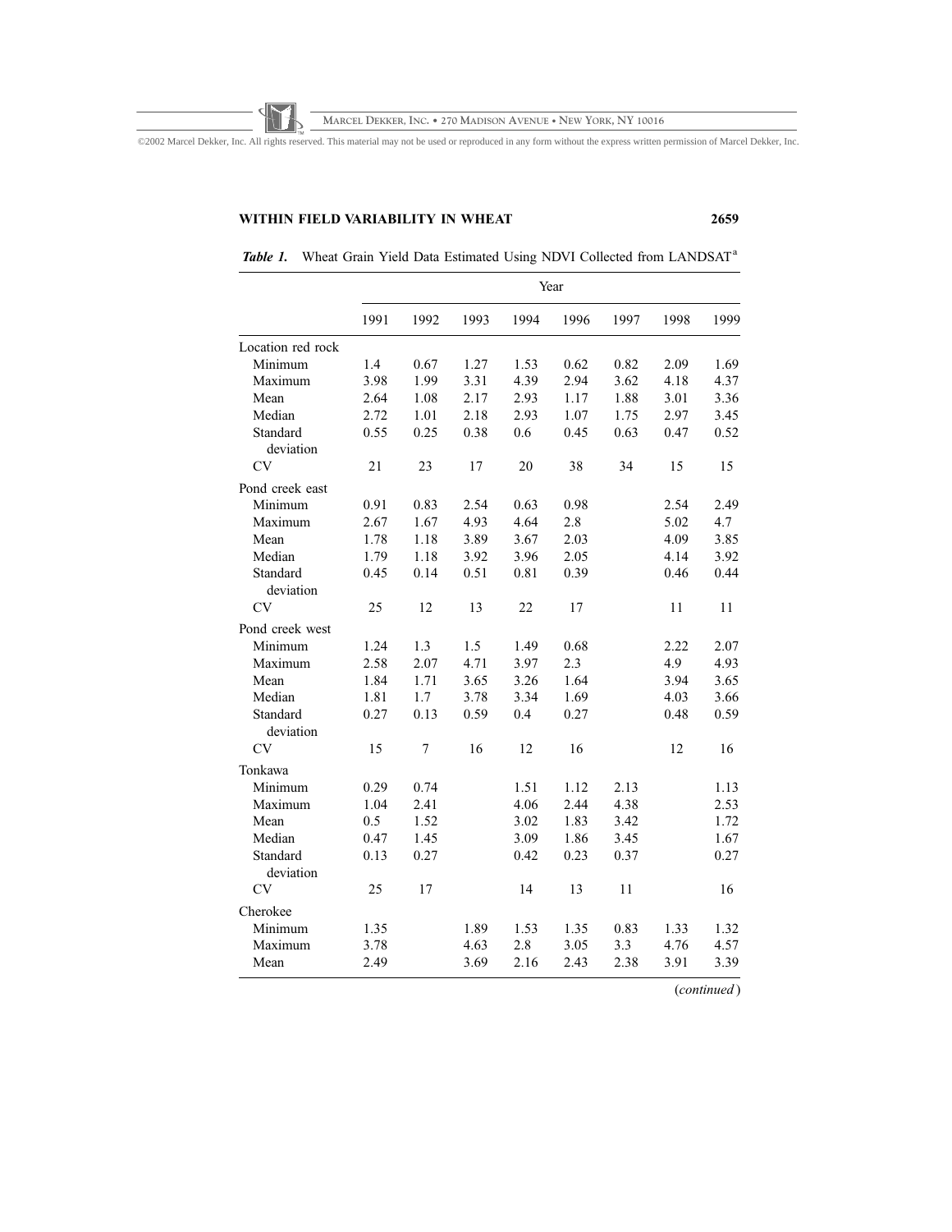*Table 1.* Wheat Grain Yield Data Estimated Using NDVI Collected from LANDSAT[a]

| | Year | | | | | | | |
|---|---|---|---|---|---|---|---|---|
| | 1991 | 1992 | 1993 | 1994 | 1996 | 1997 | 1998 | 1999 |
| Location red rock | | | | | | | | |
| Minimum | 1.4 | 0.67 | 1.27 | 1.53 | 0.62 | 0.82 | 2.09 | 1.69 |
| Maximum | 3.98 | 1.99 | 3.31 | 4.39 | 2.94 | 3.62 | 4.18 | 4.37 |
| Mean | 2.64 | 1.08 | 2.17 | 2.93 | 1.17 | 1.88 | 3.01 | 3.36 |
| Median | 2.72 | 1.01 | 2.18 | 2.93 | 1.07 | 1.75 | 2.97 | 3.45 |
| Standard deviation | 0.55 | 0.25 | 0.38 | 0.6 | 0.45 | 0.63 | 0.47 | 0.52 |
| CV | 21 | 23 | 17 | 20 | 38 | 34 | 15 | 15 |
| Pond creek east | | | | | | | | |
| Minimum | 0.91 | 0.83 | 2.54 | 0.63 | 0.98 | | 2.54 | 2.49 |
| Maximum | 2.67 | 1.67 | 4.93 | 4.64 | 2.8 | | 5.02 | 4.7 |
| Mean | 1.78 | 1.18 | 3.89 | 3.67 | 2.03 | | 4.09 | 3.85 |
| Median | 1.79 | 1.18 | 3.92 | 3.96 | 2.05 | | 4.14 | 3.92 |
| Standard deviation | 0.45 | 0.14 | 0.51 | 0.81 | 0.39 | | 0.46 | 0.44 |
| CV | 25 | 12 | 13 | 22 | 17 | | 11 | 11 |
| Pond creek west | | | | | | | | |
| Minimum | 1.24 | 1.3 | 1.5 | 1.49 | 0.68 | | 2.22 | 2.07 |
| Maximum | 2.58 | 2.07 | 4.71 | 3.97 | 2.3 | | 4.9 | 4.93 |
| Mean | 1.84 | 1.71 | 3.65 | 3.26 | 1.64 | | 3.94 | 3.65 |
| Median | 1.81 | 1.7 | 3.78 | 3.34 | 1.69 | | 4.03 | 3.66 |
| Standard deviation | 0.27 | 0.13 | 0.59 | 0.4 | 0.27 | | 0.48 | 0.59 |
| CV | 15 | 7 | 16 | 12 | 16 | | 12 | 16 |
| Tonkawa | | | | | | | | |
| Minimum | 0.29 | 0.74 | | 1.51 | 1.12 | 2.13 | | 1.13 |
| Maximum | 1.04 | 2.41 | | 4.06 | 2.44 | 4.38 | | 2.53 |
| Mean | 0.5 | 1.52 | | 3.02 | 1.83 | 3.42 | | 1.72 |
| Median | 0.47 | 1.45 | | 3.09 | 1.86 | 3.45 | | 1.67 |
| Standard deviation | 0.13 | 0.27 | | 0.42 | 0.23 | 0.37 | | 0.27 |
| CV | 25 | 17 | | 14 | 13 | 11 | | 16 |
| Cherokee | | | | | | | | |
| Minimum | 1.35 | | 1.89 | 1.53 | 1.35 | 0.83 | 1.33 | 1.32 |
| Maximum | 3.78 | | 4.63 | 2.8 | 3.05 | 3.3 | 4.76 | 4.57 |
| Mean | 2.49 | | 3.69 | 2.16 | 2.43 | 2.38 | 3.91 | 3.39 |

(*continued*)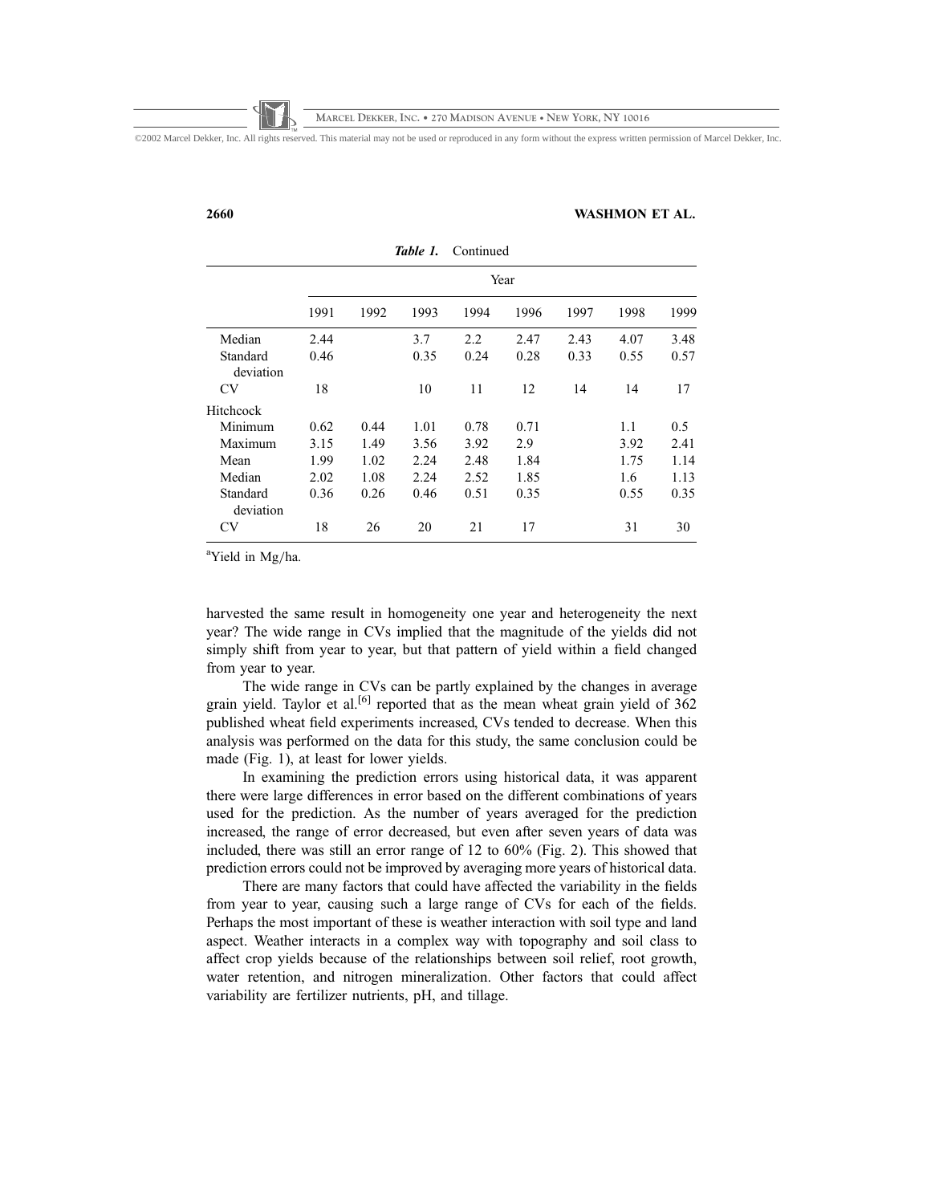*Table 1.* Continued

| | Year | | | | | | | |
|---|---|---|---|---|---|---|---|---|
| | 1991 | 1992 | 1993 | 1994 | 1996 | 1997 | 1998 | 1999 |
| Median | 2.44 | | 3.7 | 2.2 | 2.47 | 2.43 | 4.07 | 3.48 |
| Standard deviation | 0.46 | | 0.35 | 0.24 | 0.28 | 0.33 | 0.55 | 0.57 |
| CV | 18 | | 10 | 11 | 12 | 14 | 14 | 17 |
| Hitchcock | | | | | | | | |
| Minimum | 0.62 | 0.44 | 1.01 | 0.78 | 0.71 | | 1.1 | 0.5 |
| Maximum | 3.15 | 1.49 | 3.56 | 3.92 | 2.9 | | 3.92 | 2.41 |
| Mean | 1.99 | 1.02 | 2.24 | 2.48 | 1.84 | | 1.75 | 1.14 |
| Median | 2.02 | 1.08 | 2.24 | 2.52 | 1.85 | | 1.6 | 1.13 |
| Standard deviation | 0.36 | 0.26 | 0.46 | 0.51 | 0.35 | | 0.55 | 0.35 |
| CV | 18 | 26 | 20 | 21 | 17 | | 31 | 30 |

[a]Yield in Mg/ha.

harvested the same result in homogeneity one year and heterogeneity the next year? The wide range in CVs implied that the magnitude of the yields did not simply shift from year to year, but that pattern of yield within a field changed from year to year.

The wide range in CVs can be partly explained by the changes in average grain yield. Taylor et al.[6] reported that as the mean wheat grain yield of 362 published wheat field experiments increased, CVs tended to decrease. When this analysis was performed on the data for this study, the same conclusion could be made (Fig. 1), at least for lower yields.

In examining the prediction errors using historical data, it was apparent there were large differences in error based on the different combinations of years used for the prediction. As the number of years averaged for the prediction increased, the range of error decreased, but even after seven years of data was included, there was still an error range of 12 to 60% (Fig. 2). This showed that prediction errors could not be improved by averaging more years of historical data.

There are many factors that could have affected the variability in the fields from year to year, causing such a large range of CVs for each of the fields. Perhaps the most important of these is weather interaction with soil type and land aspect. Weather interacts in a complex way with topography and soil class to affect crop yields because of the relationships between soil relief, root growth, water retention, and nitrogen mineralization. Other factors that could affect variability are fertilizer nutrients, pH, and tillage.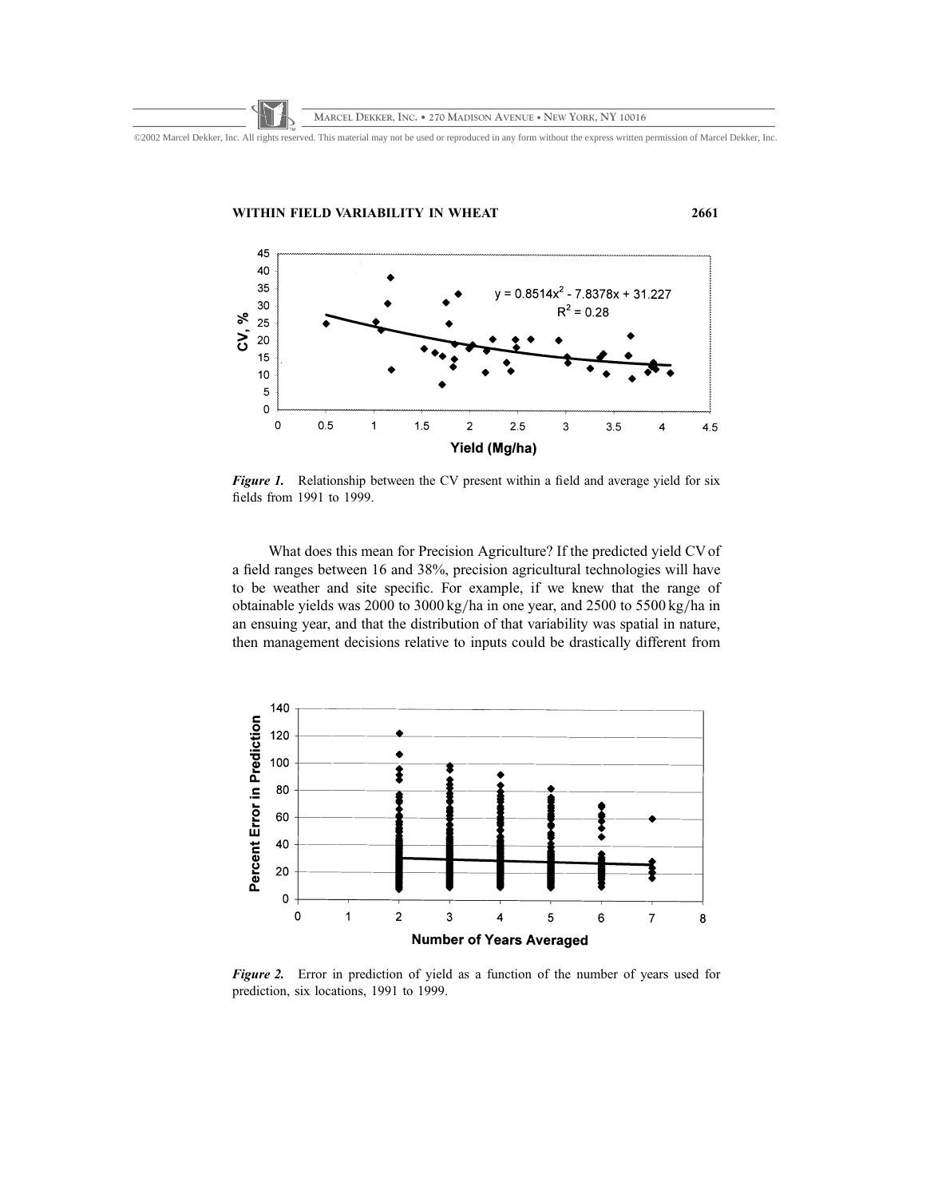*Figure 1.* Relationship between the CV present within a field and average yield for six fields from 1991 to 1999.

What does this mean for Precision Agriculture? If the predicted yield CV of a field ranges between 16 and 38%, precision agricultural technologies will have to be weather and site specific. For example, if we knew that the range of obtainable yields was 2000 to 3000 kg/ha in one year, and 2500 to 5500 kg/ha in an ensuing year, and that the distribution of that variability was spatial in nature, then management decisions relative to inputs could be drastically different from

*Figure 2.* Error in prediction of yield as a function of the number of years used for prediction, six locations, 1991 to 1999.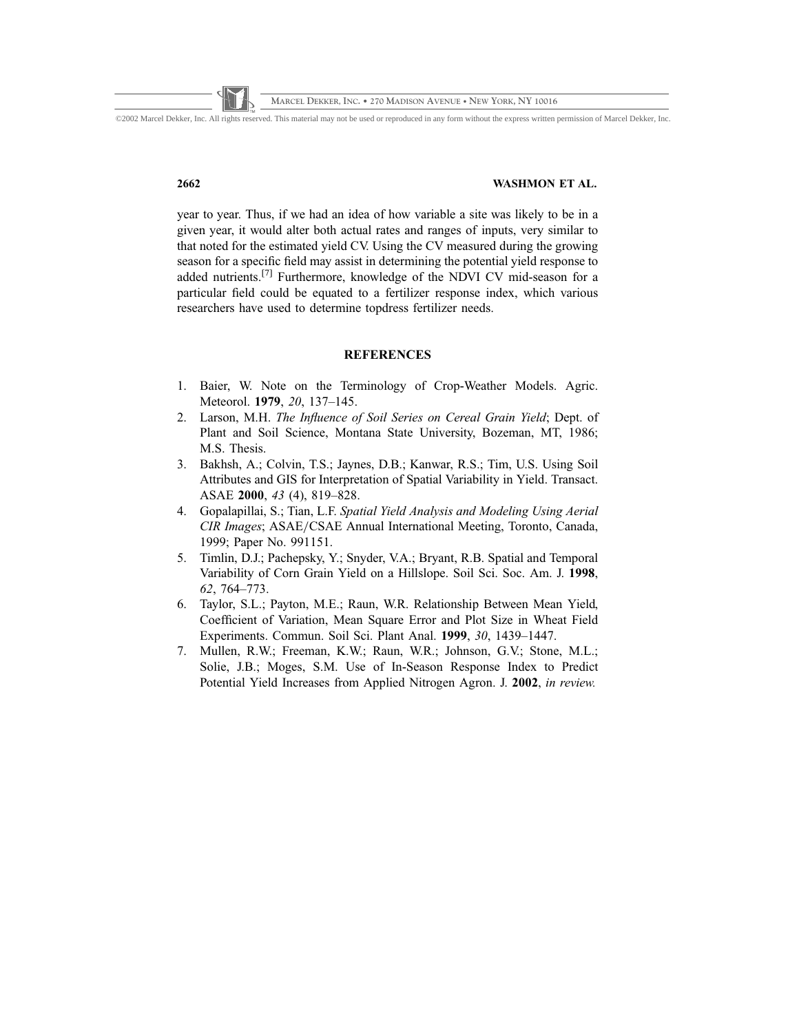year to year. Thus, if we had an idea of how variable a site was likely to be in a given year, it would alter both actual rates and ranges of inputs, very similar to that noted for the estimated yield CV. Using the CV measured during the growing season for a specific field may assist in determining the potential yield response to added nutrients.[7] Furthermore, knowledge of the NDVI CV mid-season for a particular field could be equated to a fertilizer response index, which various researchers have used to determine topdress fertilizer needs.

## REFERENCES

1. Baier, W. Note on the Terminology of Crop-Weather Models. Agric. Meteorol. **1979**, *20*, 137–145.
2. Larson, M.H. *The Influence of Soil Series on Cereal Grain Yield*; Dept. of Plant and Soil Science, Montana State University, Bozeman, MT, 1986; M.S. Thesis.
3. Bakhsh, A.; Colvin, T.S.; Jaynes, D.B.; Kanwar, R.S.; Tim, U.S. Using Soil Attributes and GIS for Interpretation of Spatial Variability in Yield. Transact. ASAE **2000**, *43* (4), 819–828.
4. Gopalapillai, S.; Tian, L.F. *Spatial Yield Analysis and Modeling Using Aerial CIR Images*; ASAE/CSAE Annual International Meeting, Toronto, Canada, 1999; Paper No. 991151.
5. Timlin, D.J.; Pachepsky, Y.; Snyder, V.A.; Bryant, R.B. Spatial and Temporal Variability of Corn Grain Yield on a Hillslope. Soil Sci. Soc. Am. J. **1998**, *62*, 764–773.
6. Taylor, S.L.; Payton, M.E.; Raun, W.R. Relationship Between Mean Yield, Coefficient of Variation, Mean Square Error and Plot Size in Wheat Field Experiments. Commun. Soil Sci. Plant Anal. **1999**, *30*, 1439–1447.
7. Mullen, R.W.; Freeman, K.W.; Raun, W.R.; Johnson, G.V.; Stone, M.L.; Solie, J.B.; Moges, S.M. Use of In-Season Response Index to Predict Potential Yield Increases from Applied Nitrogen Agron. J. **2002**, *in review.*